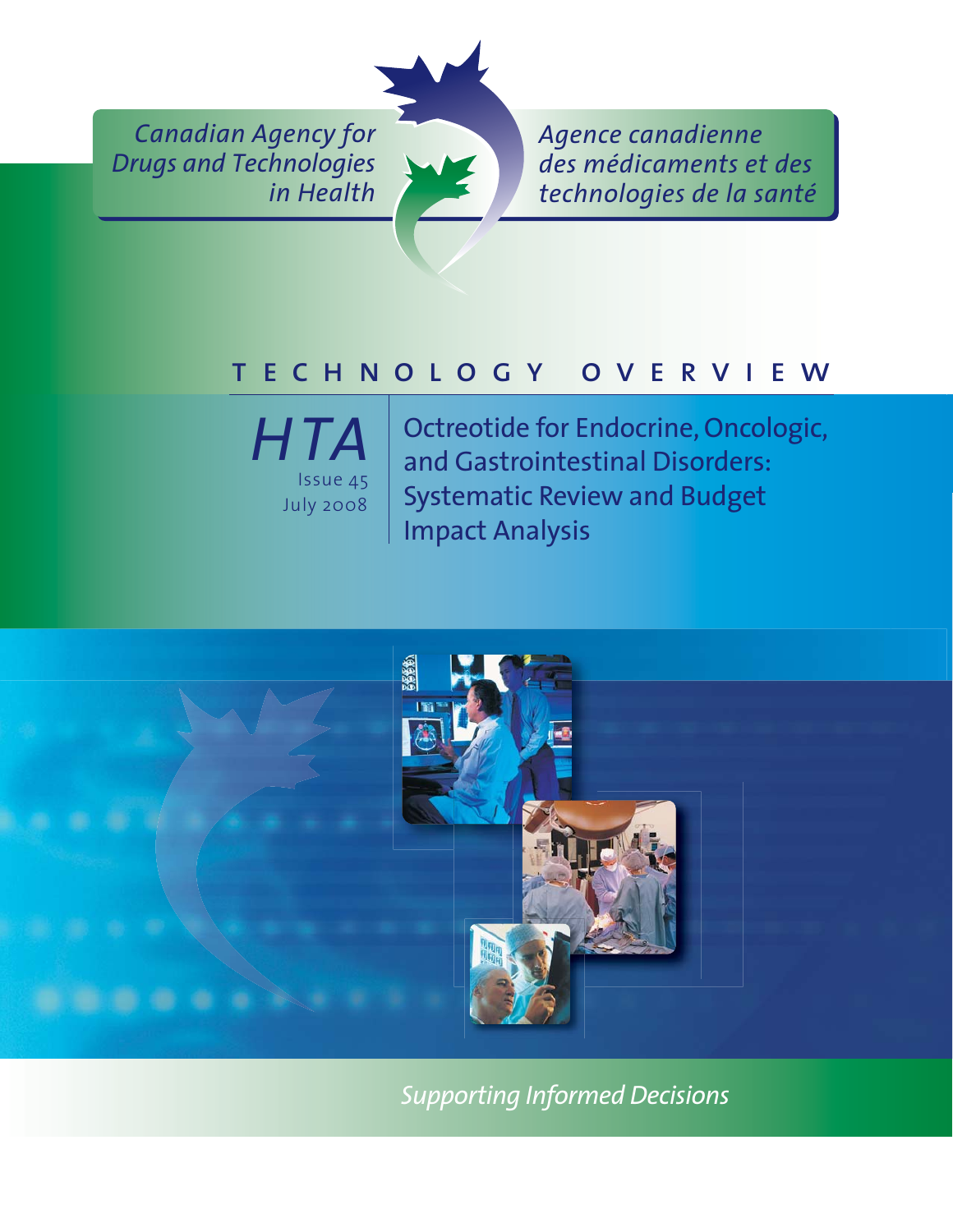Canadian Agency for Drugs and Technologies in Health

Agence canadienne des médicaments et des technologies de la santé

TECHNOLOGY OVERVIEW

# HTA

Issue 45
July 2008

# Octreotide for Endocrine, Oncologic, and Gastrointestinal Disorders: Systematic Review and Budget Impact Analysis

*Supporting Informed Decisions*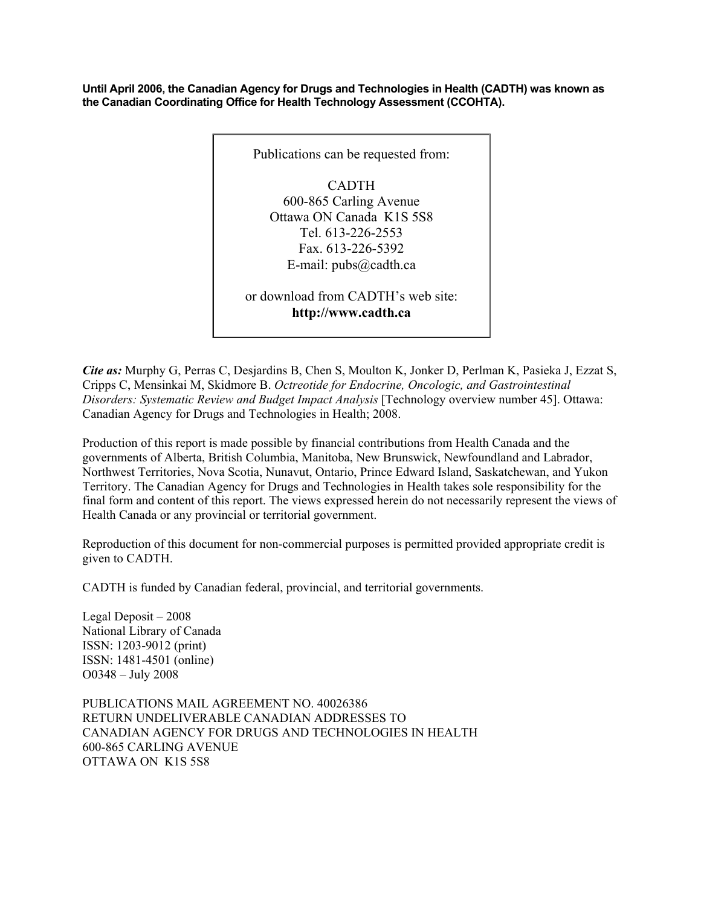**Until April 2006, the Canadian Agency for Drugs and Technologies in Health (CADTH) was known as the Canadian Coordinating Office for Health Technology Assessment (CCOHTA).**

Publications can be requested from:

CADTH
600-865 Carling Avenue
Ottawa ON Canada K1S 5S8
Tel. 613-226-2553
Fax. 613-226-5392
E-mail: pubs@cadth.ca

or download from CADTH's web site:
**http://www.cadth.ca**

***Cite as:*** Murphy G, Perras C, Desjardins B, Chen S, Moulton K, Jonker D, Perlman K, Pasieka J, Ezzat S, Cripps C, Mensinkai M, Skidmore B. *Octreotide for Endocrine, Oncologic, and Gastrointestinal Disorders: Systematic Review and Budget Impact Analysis* [Technology overview number 45]. Ottawa: Canadian Agency for Drugs and Technologies in Health; 2008.

Production of this report is made possible by financial contributions from Health Canada and the governments of Alberta, British Columbia, Manitoba, New Brunswick, Newfoundland and Labrador, Northwest Territories, Nova Scotia, Nunavut, Ontario, Prince Edward Island, Saskatchewan, and Yukon Territory. The Canadian Agency for Drugs and Technologies in Health takes sole responsibility for the final form and content of this report. The views expressed herein do not necessarily represent the views of Health Canada or any provincial or territorial government.

Reproduction of this document for non-commercial purposes is permitted provided appropriate credit is given to CADTH.

CADTH is funded by Canadian federal, provincial, and territorial governments.

Legal Deposit – 2008
National Library of Canada
ISSN: 1203-9012 (print)
ISSN: 1481-4501 (online)
O0348 – July 2008

PUBLICATIONS MAIL AGREEMENT NO. 40026386
RETURN UNDELIVERABLE CANADIAN ADDRESSES TO
CANADIAN AGENCY FOR DRUGS AND TECHNOLOGIES IN HEALTH
600-865 CARLING AVENUE
OTTAWA ON K1S 5S8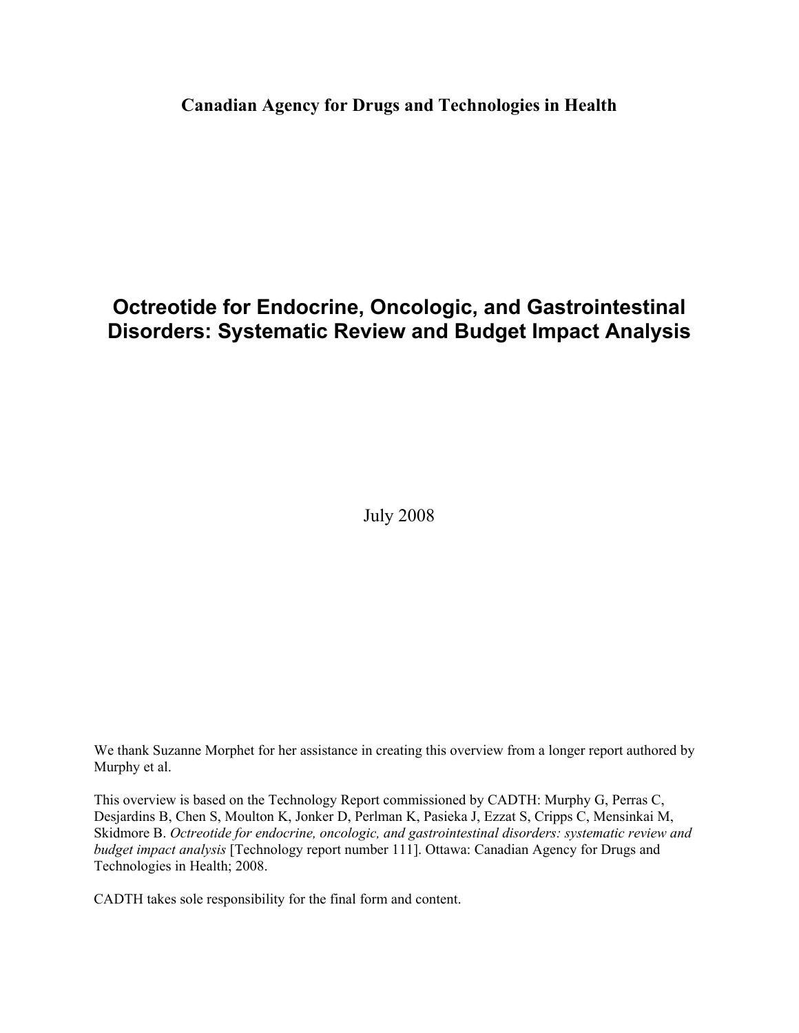**Canadian Agency for Drugs and Technologies in Health**

# Octreotide for Endocrine, Oncologic, and Gastrointestinal Disorders: Systematic Review and Budget Impact Analysis

July 2008

We thank Suzanne Morphet for her assistance in creating this overview from a longer report authored by Murphy et al.

This overview is based on the Technology Report commissioned by CADTH: Murphy G, Perras C, Desjardins B, Chen S, Moulton K, Jonker D, Perlman K, Pasieka J, Ezzat S, Cripps C, Mensinkai M, Skidmore B. *Octreotide for endocrine, oncologic, and gastrointestinal disorders: systematic review and budget impact analysis* [Technology report number 111]. Ottawa: Canadian Agency for Drugs and Technologies in Health; 2008.

CADTH takes sole responsibility for the final form and content.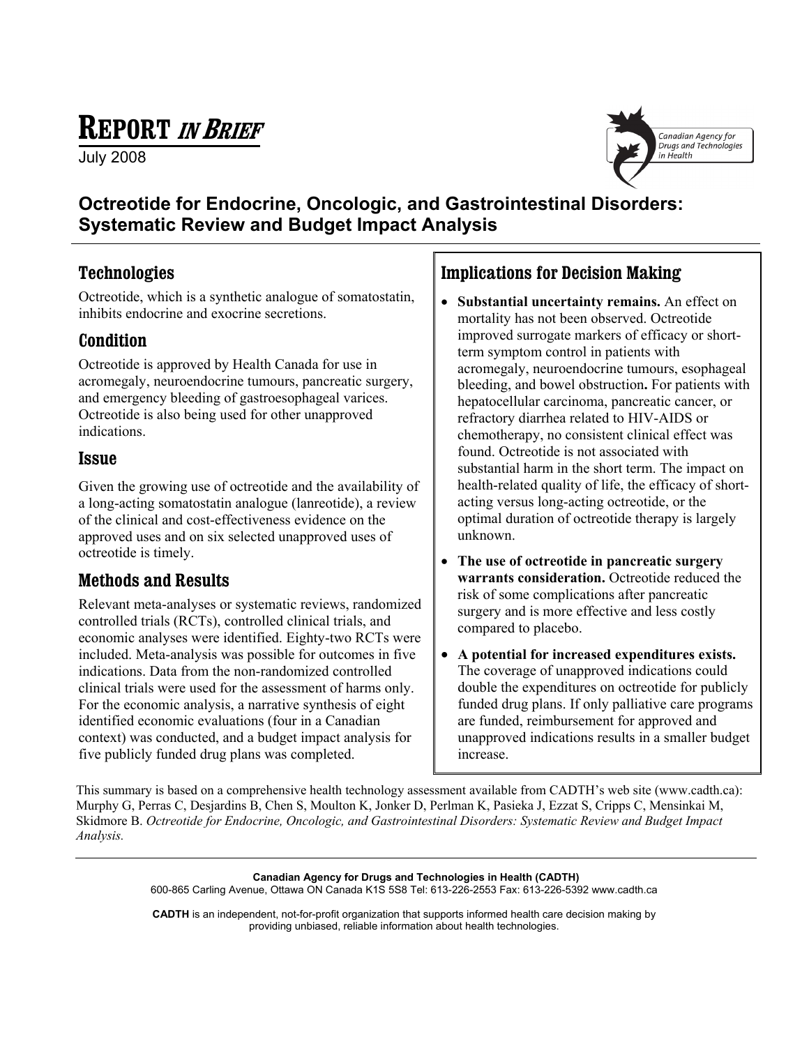# REPORT *IN BRIEF*

July 2008

## Octreotide for Endocrine, Oncologic, and Gastrointestinal Disorders: Systematic Review and Budget Impact Analysis

### Technologies

Octreotide, which is a synthetic analogue of somatostatin, inhibits endocrine and exocrine secretions.

### Condition

Octreotide is approved by Health Canada for use in acromegaly, neuroendocrine tumours, pancreatic surgery, and emergency bleeding of gastroesophageal varices. Octreotide is also being used for other unapproved indications.

### Issue

Given the growing use of octreotide and the availability of a long-acting somatostatin analogue (lanreotide), a review of the clinical and cost-effectiveness evidence on the approved uses and on six selected unapproved uses of octreotide is timely.

### Methods and Results

Relevant meta-analyses or systematic reviews, randomized controlled trials (RCTs), controlled clinical trials, and economic analyses were identified. Eighty-two RCTs were included. Meta-analysis was possible for outcomes in five indications. Data from the non-randomized controlled clinical trials were used for the assessment of harms only. For the economic analysis, a narrative synthesis of eight identified economic evaluations (four in a Canadian context) was conducted, and a budget impact analysis for five publicly funded drug plans was completed.

### Implications for Decision Making

- **Substantial uncertainty remains.** An effect on mortality has not been observed. Octreotide improved surrogate markers of efficacy or short-term symptom control in patients with acromegaly, neuroendocrine tumours, esophageal bleeding, and bowel obstruction**.** For patients with hepatocellular carcinoma, pancreatic cancer, or refractory diarrhea related to HIV-AIDS or chemotherapy, no consistent clinical effect was found. Octreotide is not associated with substantial harm in the short term. The impact on health-related quality of life, the efficacy of short-acting versus long-acting octreotide, or the optimal duration of octreotide therapy is largely unknown.
- **The use of octreotide in pancreatic surgery warrants consideration.** Octreotide reduced the risk of some complications after pancreatic surgery and is more effective and less costly compared to placebo.
- **A potential for increased expenditures exists.** The coverage of unapproved indications could double the expenditures on octreotide for publicly funded drug plans. If only palliative care programs are funded, reimbursement for approved and unapproved indications results in a smaller budget increase.

This summary is based on a comprehensive health technology assessment available from CADTH's web site (www.cadth.ca): Murphy G, Perras C, Desjardins B, Chen S, Moulton K, Jonker D, Perlman K, Pasieka J, Ezzat S, Cripps C, Mensinkai M, Skidmore B. *Octreotide for Endocrine, Oncologic, and Gastrointestinal Disorders: Systematic Review and Budget Impact Analysis.*

**Canadian Agency for Drugs and Technologies in Health (CADTH)**
600-865 Carling Avenue, Ottawa ON Canada K1S 5S8 Tel: 613-226-2553 Fax: 613-226-5392 www.cadth.ca

**CADTH** is an independent, not-for-profit organization that supports informed health care decision making by providing unbiased, reliable information about health technologies.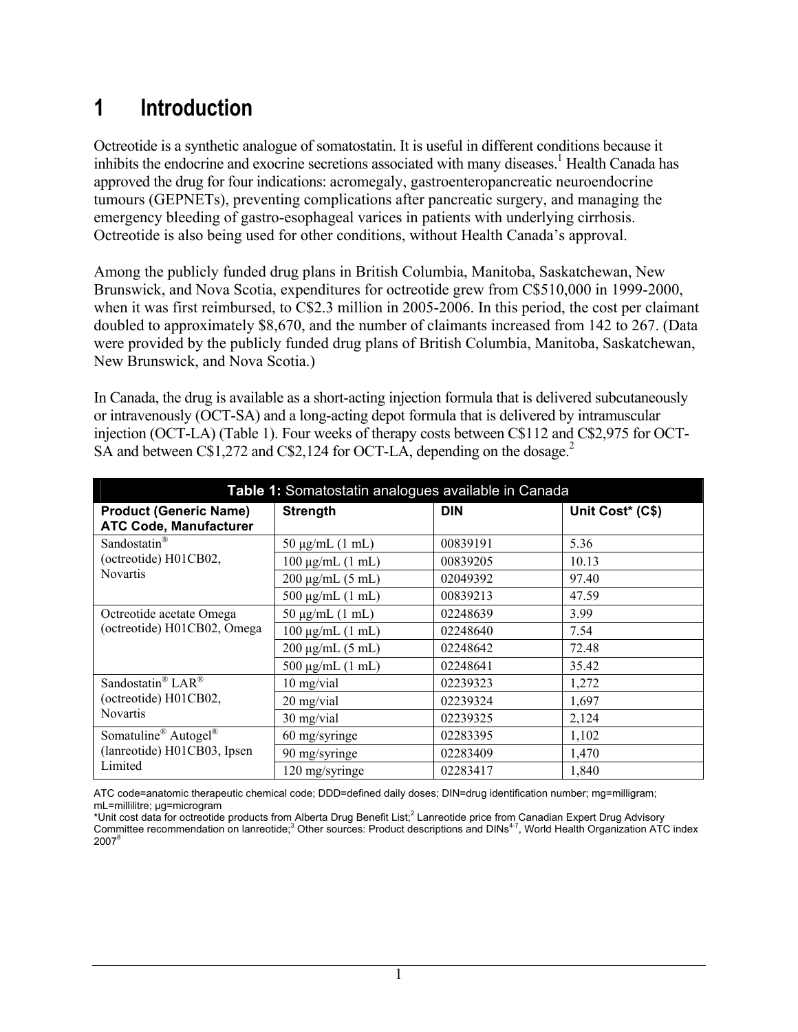# 1 Introduction

Octreotide is a synthetic analogue of somatostatin. It is useful in different conditions because it inhibits the endocrine and exocrine secretions associated with many diseases.[1] Health Canada has approved the drug for four indications: acromegaly, gastroenteropancreatic neuroendocrine tumours (GEPNETs), preventing complications after pancreatic surgery, and managing the emergency bleeding of gastro-esophageal varices in patients with underlying cirrhosis. Octreotide is also being used for other conditions, without Health Canada's approval.

Among the publicly funded drug plans in British Columbia, Manitoba, Saskatchewan, New Brunswick, and Nova Scotia, expenditures for octreotide grew from C$510,000 in 1999-2000, when it was first reimbursed, to C$2.3 million in 2005-2006. In this period, the cost per claimant doubled to approximately $8,670, and the number of claimants increased from 142 to 267. (Data were provided by the publicly funded drug plans of British Columbia, Manitoba, Saskatchewan, New Brunswick, and Nova Scotia.)

In Canada, the drug is available as a short-acting injection formula that is delivered subcutaneously or intravenously (OCT-SA) and a long-acting depot formula that is delivered by intramuscular injection (OCT-LA) (Table 1). Four weeks of therapy costs between C$112 and C$2,975 for OCT-SA and between C$1,272 and C$2,124 for OCT-LA, depending on the dosage.[2]

**Table 1:** Somatostatin analogues available in Canada

| Product (Generic Name) ATC Code, Manufacturer | Strength | DIN | Unit Cost* (C$) |
|---|---|---|---|
| Sandostatin® (octreotide) H01CB02, Novartis | 50 μg/mL (1 mL) | 00839191 | 5.36 |
| | 100 μg/mL (1 mL) | 00839205 | 10.13 |
| | 200 μg/mL (5 mL) | 02049392 | 97.40 |
| | 500 μg/mL (1 mL) | 00839213 | 47.59 |
| Octreotide acetate Omega (octreotide) H01CB02, Omega | 50 μg/mL (1 mL) | 02248639 | 3.99 |
| | 100 μg/mL (1 mL) | 02248640 | 7.54 |
| | 200 μg/mL (5 mL) | 02248642 | 72.48 |
| | 500 μg/mL (1 mL) | 02248641 | 35.42 |
| Sandostatin® LAR® (octreotide) H01CB02, Novartis | 10 mg/vial | 02239323 | 1,272 |
| | 20 mg/vial | 02239324 | 1,697 |
| | 30 mg/vial | 02239325 | 2,124 |
| Somatuline® Autogel® (lanreotide) H01CB03, Ipsen Limited | 60 mg/syringe | 02283395 | 1,102 |
| | 90 mg/syringe | 02283409 | 1,470 |
| | 120 mg/syringe | 02283417 | 1,840 |

ATC code=anatomic therapeutic chemical code; DDD=defined daily doses; DIN=drug identification number; mg=milligram; mL=millilitre; μg=microgram

*Unit cost data for octreotide products from Alberta Drug Benefit List;[2] Lanreotide price from Canadian Expert Drug Advisory Committee recommendation on lanreotide;[3] Other sources: Product descriptions and DINs[4-7], World Health Organization ATC index 2007[8]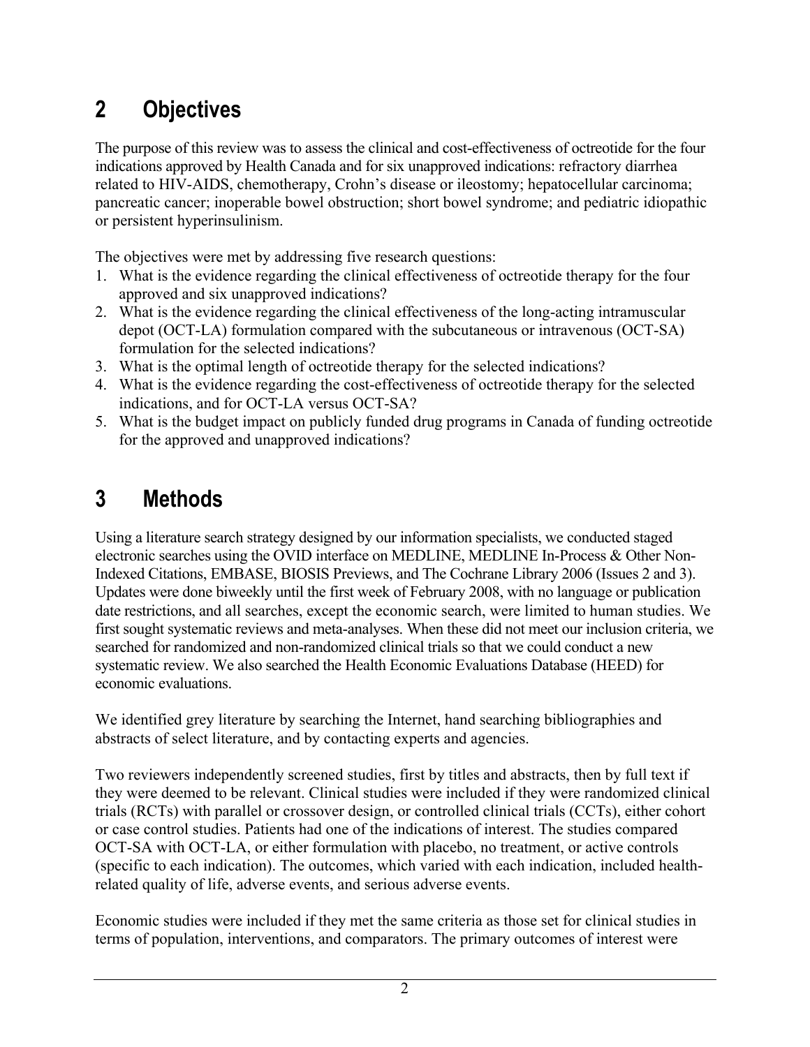# 2 Objectives

The purpose of this review was to assess the clinical and cost-effectiveness of octreotide for the four indications approved by Health Canada and for six unapproved indications: refractory diarrhea related to HIV-AIDS, chemotherapy, Crohn's disease or ileostomy; hepatocellular carcinoma; pancreatic cancer; inoperable bowel obstruction; short bowel syndrome; and pediatric idiopathic or persistent hyperinsulinism.

The objectives were met by addressing five research questions:

1. What is the evidence regarding the clinical effectiveness of octreotide therapy for the four approved and six unapproved indications?
2. What is the evidence regarding the clinical effectiveness of the long-acting intramuscular depot (OCT-LA) formulation compared with the subcutaneous or intravenous (OCT-SA) formulation for the selected indications?
3. What is the optimal length of octreotide therapy for the selected indications?
4. What is the evidence regarding the cost-effectiveness of octreotide therapy for the selected indications, and for OCT-LA versus OCT-SA?
5. What is the budget impact on publicly funded drug programs in Canada of funding octreotide for the approved and unapproved indications?

# 3 Methods

Using a literature search strategy designed by our information specialists, we conducted staged electronic searches using the OVID interface on MEDLINE, MEDLINE In-Process & Other Non-Indexed Citations, EMBASE, BIOSIS Previews, and The Cochrane Library 2006 (Issues 2 and 3). Updates were done biweekly until the first week of February 2008, with no language or publication date restrictions, and all searches, except the economic search, were limited to human studies. We first sought systematic reviews and meta-analyses. When these did not meet our inclusion criteria, we searched for randomized and non-randomized clinical trials so that we could conduct a new systematic review. We also searched the Health Economic Evaluations Database (HEED) for economic evaluations.

We identified grey literature by searching the Internet, hand searching bibliographies and abstracts of select literature, and by contacting experts and agencies.

Two reviewers independently screened studies, first by titles and abstracts, then by full text if they were deemed to be relevant. Clinical studies were included if they were randomized clinical trials (RCTs) with parallel or crossover design, or controlled clinical trials (CCTs), either cohort or case control studies. Patients had one of the indications of interest. The studies compared OCT-SA with OCT-LA, or either formulation with placebo, no treatment, or active controls (specific to each indication). The outcomes, which varied with each indication, included health-related quality of life, adverse events, and serious adverse events.

Economic studies were included if they met the same criteria as those set for clinical studies in terms of population, interventions, and comparators. The primary outcomes of interest were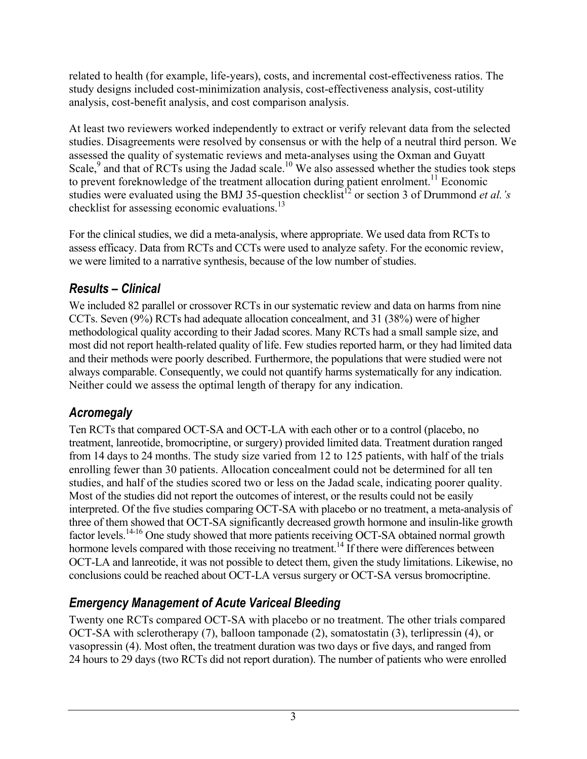related to health (for example, life-years), costs, and incremental cost-effectiveness ratios. The study designs included cost-minimization analysis, cost-effectiveness analysis, cost-utility analysis, cost-benefit analysis, and cost comparison analysis.

At least two reviewers worked independently to extract or verify relevant data from the selected studies. Disagreements were resolved by consensus or with the help of a neutral third person. We assessed the quality of systematic reviews and meta-analyses using the Oxman and Guyatt Scale,[9] and that of RCTs using the Jadad scale.[10] We also assessed whether the studies took steps to prevent foreknowledge of the treatment allocation during patient enrolment.[11] Economic studies were evaluated using the BMJ 35-question checklist[12] or section 3 of Drummond *et al.'s* checklist for assessing economic evaluations.[13]

For the clinical studies, we did a meta-analysis, where appropriate. We used data from RCTs to assess efficacy. Data from RCTs and CCTs were used to analyze safety. For the economic review, we were limited to a narrative synthesis, because of the low number of studies.

## *Results – Clinical*

We included 82 parallel or crossover RCTs in our systematic review and data on harms from nine CCTs. Seven (9%) RCTs had adequate allocation concealment, and 31 (38%) were of higher methodological quality according to their Jadad scores. Many RCTs had a small sample size, and most did not report health-related quality of life. Few studies reported harm, or they had limited data and their methods were poorly described. Furthermore, the populations that were studied were not always comparable. Consequently, we could not quantify harms systematically for any indication. Neither could we assess the optimal length of therapy for any indication.

## *Acromegaly*

Ten RCTs that compared OCT-SA and OCT-LA with each other or to a control (placebo, no treatment, lanreotide, bromocriptine, or surgery) provided limited data. Treatment duration ranged from 14 days to 24 months. The study size varied from 12 to 125 patients, with half of the trials enrolling fewer than 30 patients. Allocation concealment could not be determined for all ten studies, and half of the studies scored two or less on the Jadad scale, indicating poorer quality. Most of the studies did not report the outcomes of interest, or the results could not be easily interpreted. Of the five studies comparing OCT-SA with placebo or no treatment, a meta-analysis of three of them showed that OCT-SA significantly decreased growth hormone and insulin-like growth factor levels.[14-16] One study showed that more patients receiving OCT-SA obtained normal growth hormone levels compared with those receiving no treatment.[14] If there were differences between OCT-LA and lanreotide, it was not possible to detect them, given the study limitations. Likewise, no conclusions could be reached about OCT-LA versus surgery or OCT-SA versus bromocriptine.

## *Emergency Management of Acute Variceal Bleeding*

Twenty one RCTs compared OCT-SA with placebo or no treatment. The other trials compared OCT-SA with sclerotherapy (7), balloon tamponade (2), somatostatin (3), terlipressin (4), or vasopressin (4). Most often, the treatment duration was two days or five days, and ranged from 24 hours to 29 days (two RCTs did not report duration). The number of patients who were enrolled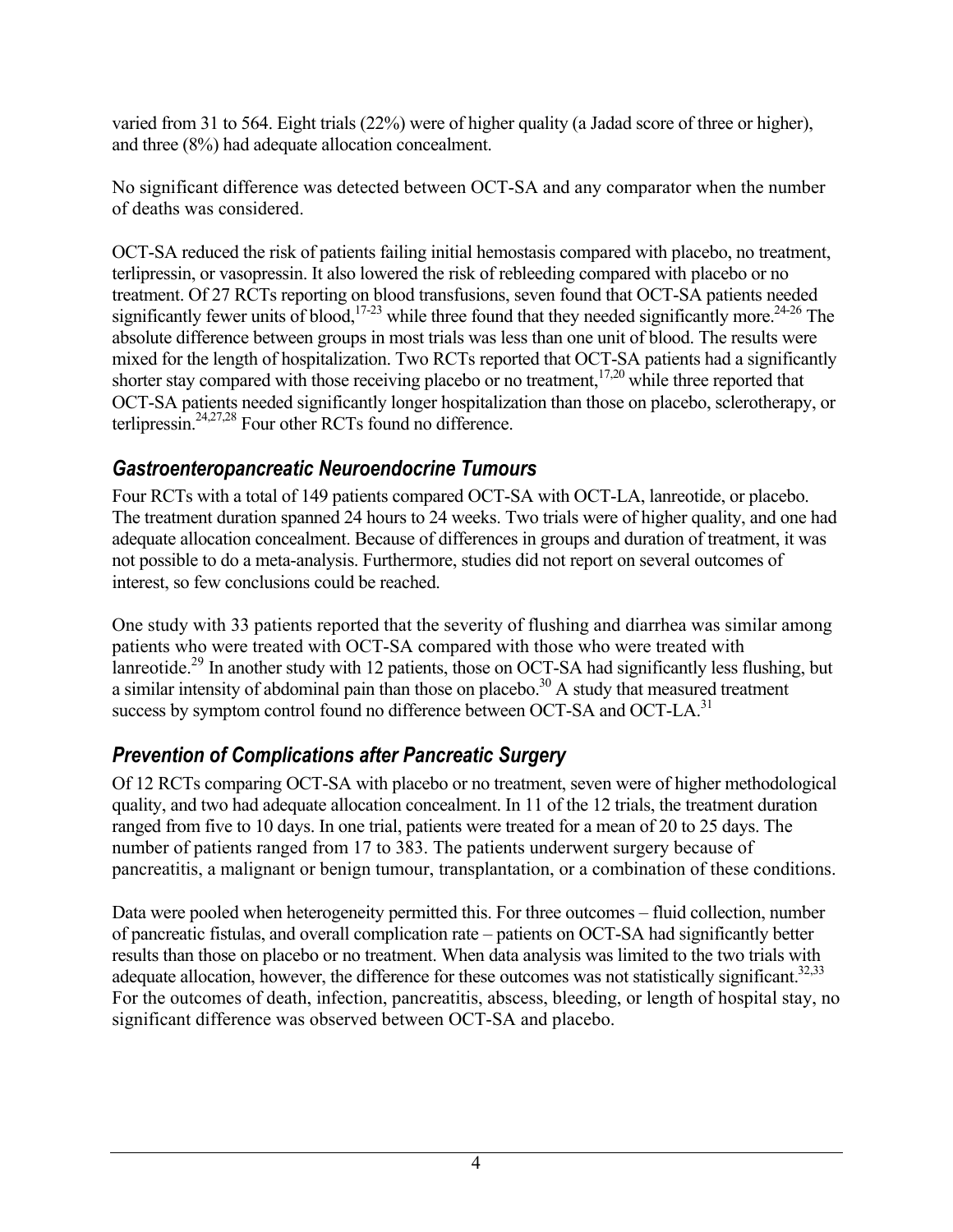varied from 31 to 564. Eight trials (22%) were of higher quality (a Jadad score of three or higher), and three (8%) had adequate allocation concealment.

No significant difference was detected between OCT-SA and any comparator when the number of deaths was considered.

OCT-SA reduced the risk of patients failing initial hemostasis compared with placebo, no treatment, terlipressin, or vasopressin. It also lowered the risk of rebleeding compared with placebo or no treatment. Of 27 RCTs reporting on blood transfusions, seven found that OCT-SA patients needed significantly fewer units of blood,[17-23] while three found that they needed significantly more.[24-26] The absolute difference between groups in most trials was less than one unit of blood. The results were mixed for the length of hospitalization. Two RCTs reported that OCT-SA patients had a significantly shorter stay compared with those receiving placebo or no treatment,[17,20] while three reported that OCT-SA patients needed significantly longer hospitalization than those on placebo, sclerotherapy, or terlipressin.[24,27,28] Four other RCTs found no difference.

## *Gastroenteropancreatic Neuroendocrine Tumours*

Four RCTs with a total of 149 patients compared OCT-SA with OCT-LA, lanreotide, or placebo. The treatment duration spanned 24 hours to 24 weeks. Two trials were of higher quality, and one had adequate allocation concealment. Because of differences in groups and duration of treatment, it was not possible to do a meta-analysis. Furthermore, studies did not report on several outcomes of interest, so few conclusions could be reached.

One study with 33 patients reported that the severity of flushing and diarrhea was similar among patients who were treated with OCT-SA compared with those who were treated with lanreotide.[29] In another study with 12 patients, those on OCT-SA had significantly less flushing, but a similar intensity of abdominal pain than those on placebo.[30] A study that measured treatment success by symptom control found no difference between OCT-SA and OCT-LA.[31]

## *Prevention of Complications after Pancreatic Surgery*

Of 12 RCTs comparing OCT-SA with placebo or no treatment, seven were of higher methodological quality, and two had adequate allocation concealment. In 11 of the 12 trials, the treatment duration ranged from five to 10 days. In one trial, patients were treated for a mean of 20 to 25 days. The number of patients ranged from 17 to 383. The patients underwent surgery because of pancreatitis, a malignant or benign tumour, transplantation, or a combination of these conditions.

Data were pooled when heterogeneity permitted this. For three outcomes – fluid collection, number of pancreatic fistulas, and overall complication rate – patients on OCT-SA had significantly better results than those on placebo or no treatment. When data analysis was limited to the two trials with adequate allocation, however, the difference for these outcomes was not statistically significant.[32,33] For the outcomes of death, infection, pancreatitis, abscess, bleeding, or length of hospital stay, no significant difference was observed between OCT-SA and placebo.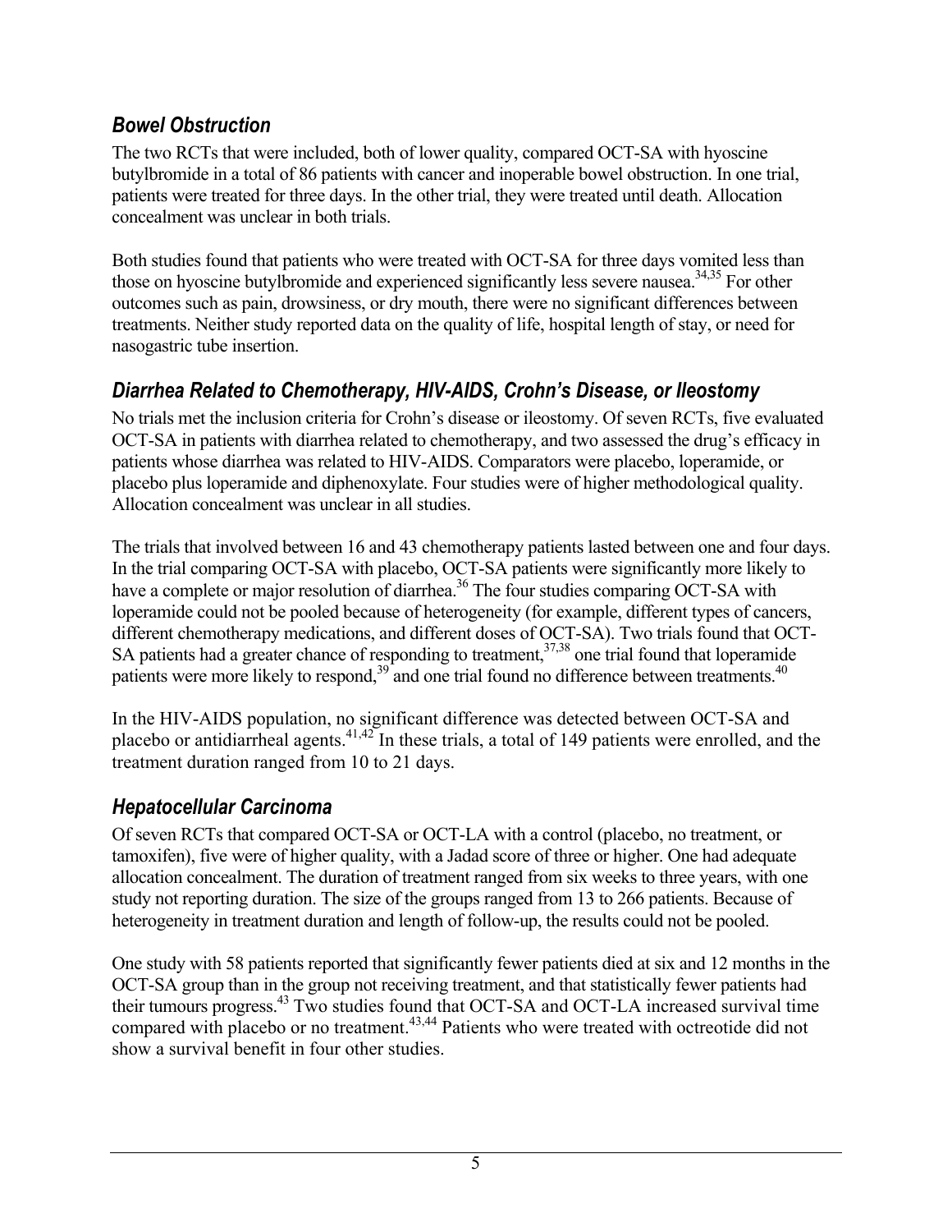### *Bowel Obstruction*

The two RCTs that were included, both of lower quality, compared OCT-SA with hyoscine butylbromide in a total of 86 patients with cancer and inoperable bowel obstruction. In one trial, patients were treated for three days. In the other trial, they were treated until death. Allocation concealment was unclear in both trials.

Both studies found that patients who were treated with OCT-SA for three days vomited less than those on hyoscine butylbromide and experienced significantly less severe nausea.[34,35] For other outcomes such as pain, drowsiness, or dry mouth, there were no significant differences between treatments. Neither study reported data on the quality of life, hospital length of stay, or need for nasogastric tube insertion.

### *Diarrhea Related to Chemotherapy, HIV-AIDS, Crohn's Disease, or Ileostomy*

No trials met the inclusion criteria for Crohn's disease or ileostomy. Of seven RCTs, five evaluated OCT-SA in patients with diarrhea related to chemotherapy, and two assessed the drug's efficacy in patients whose diarrhea was related to HIV-AIDS. Comparators were placebo, loperamide, or placebo plus loperamide and diphenoxylate. Four studies were of higher methodological quality. Allocation concealment was unclear in all studies.

The trials that involved between 16 and 43 chemotherapy patients lasted between one and four days. In the trial comparing OCT-SA with placebo, OCT-SA patients were significantly more likely to have a complete or major resolution of diarrhea.[36] The four studies comparing OCT-SA with loperamide could not be pooled because of heterogeneity (for example, different types of cancers, different chemotherapy medications, and different doses of OCT-SA). Two trials found that OCT-SA patients had a greater chance of responding to treatment,[37,38] one trial found that loperamide patients were more likely to respond,[39] and one trial found no difference between treatments.[40]

In the HIV-AIDS population, no significant difference was detected between OCT-SA and placebo or antidiarrheal agents.[41,42] In these trials, a total of 149 patients were enrolled, and the treatment duration ranged from 10 to 21 days.

### *Hepatocellular Carcinoma*

Of seven RCTs that compared OCT-SA or OCT-LA with a control (placebo, no treatment, or tamoxifen), five were of higher quality, with a Jadad score of three or higher. One had adequate allocation concealment. The duration of treatment ranged from six weeks to three years, with one study not reporting duration. The size of the groups ranged from 13 to 266 patients. Because of heterogeneity in treatment duration and length of follow-up, the results could not be pooled.

One study with 58 patients reported that significantly fewer patients died at six and 12 months in the OCT-SA group than in the group not receiving treatment, and that statistically fewer patients had their tumours progress.[43] Two studies found that OCT-SA and OCT-LA increased survival time compared with placebo or no treatment.[43,44] Patients who were treated with octreotide did not show a survival benefit in four other studies.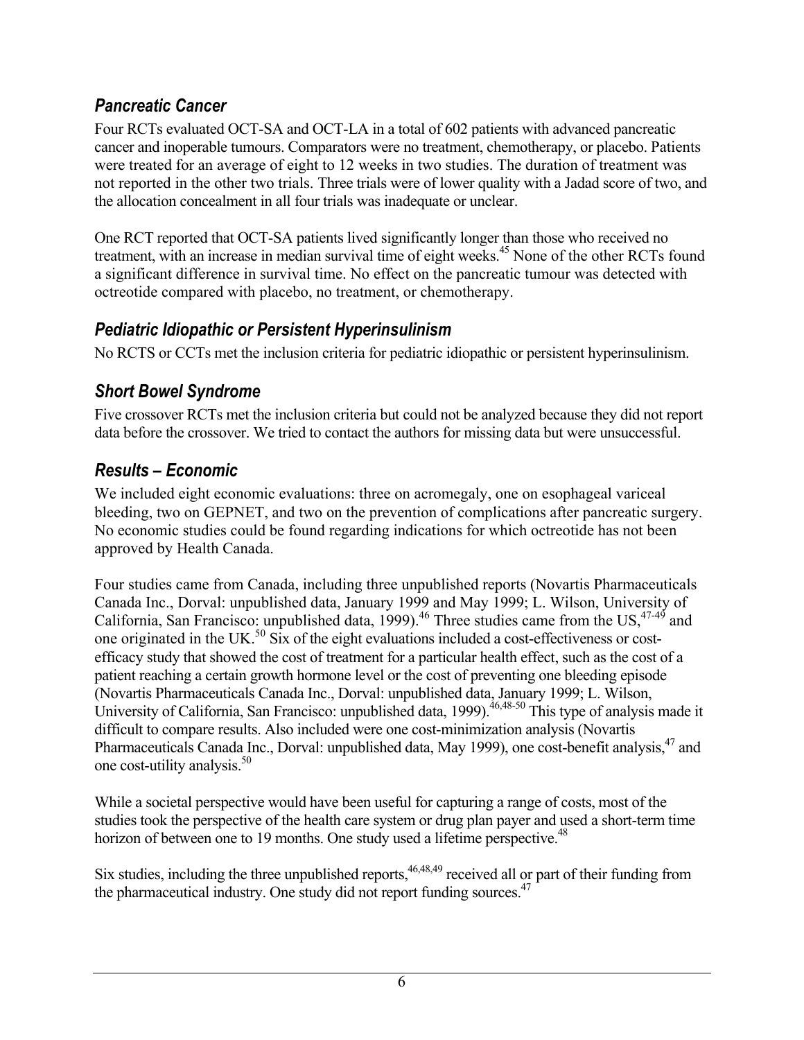### *Pancreatic Cancer*

Four RCTs evaluated OCT-SA and OCT-LA in a total of 602 patients with advanced pancreatic cancer and inoperable tumours. Comparators were no treatment, chemotherapy, or placebo. Patients were treated for an average of eight to 12 weeks in two studies. The duration of treatment was not reported in the other two trials. Three trials were of lower quality with a Jadad score of two, and the allocation concealment in all four trials was inadequate or unclear.

One RCT reported that OCT-SA patients lived significantly longer than those who received no treatment, with an increase in median survival time of eight weeks.[45] None of the other RCTs found a significant difference in survival time. No effect on the pancreatic tumour was detected with octreotide compared with placebo, no treatment, or chemotherapy.

### *Pediatric Idiopathic or Persistent Hyperinsulinism*

No RCTS or CCTs met the inclusion criteria for pediatric idiopathic or persistent hyperinsulinism.

### *Short Bowel Syndrome*

Five crossover RCTs met the inclusion criteria but could not be analyzed because they did not report data before the crossover. We tried to contact the authors for missing data but were unsuccessful.

### *Results – Economic*

We included eight economic evaluations: three on acromegaly, one on esophageal variceal bleeding, two on GEPNET, and two on the prevention of complications after pancreatic surgery. No economic studies could be found regarding indications for which octreotide has not been approved by Health Canada.

Four studies came from Canada, including three unpublished reports (Novartis Pharmaceuticals Canada Inc., Dorval: unpublished data, January 1999 and May 1999; L. Wilson, University of California, San Francisco: unpublished data, 1999).[46] Three studies came from the US,[47-49] and one originated in the UK.[50] Six of the eight evaluations included a cost-effectiveness or cost-efficacy study that showed the cost of treatment for a particular health effect, such as the cost of a patient reaching a certain growth hormone level or the cost of preventing one bleeding episode (Novartis Pharmaceuticals Canada Inc., Dorval: unpublished data, January 1999; L. Wilson, University of California, San Francisco: unpublished data, 1999).[46,48-50] This type of analysis made it difficult to compare results. Also included were one cost-minimization analysis (Novartis Pharmaceuticals Canada Inc., Dorval: unpublished data, May 1999), one cost-benefit analysis,[47] and one cost-utility analysis.[50]

While a societal perspective would have been useful for capturing a range of costs, most of the studies took the perspective of the health care system or drug plan payer and used a short-term time horizon of between one to 19 months. One study used a lifetime perspective.[48]

Six studies, including the three unpublished reports,[46,48,49] received all or part of their funding from the pharmaceutical industry. One study did not report funding sources.[47]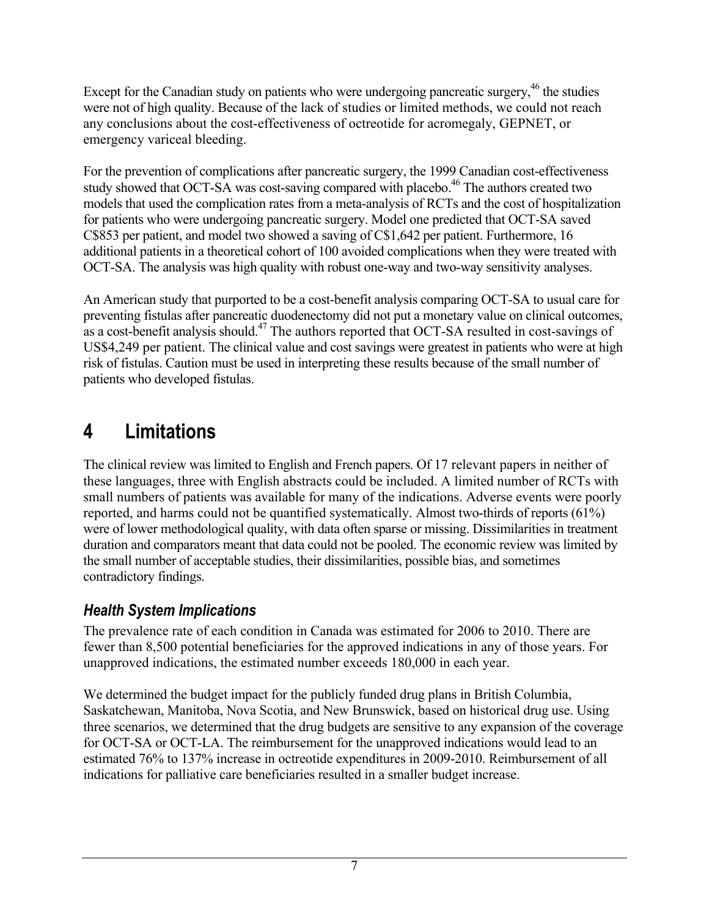Except for the Canadian study on patients who were undergoing pancreatic surgery,[46] the studies were not of high quality. Because of the lack of studies or limited methods, we could not reach any conclusions about the cost-effectiveness of octreotide for acromegaly, GEPNET, or emergency variceal bleeding.

For the prevention of complications after pancreatic surgery, the 1999 Canadian cost-effectiveness study showed that OCT-SA was cost-saving compared with placebo.[46] The authors created two models that used the complication rates from a meta-analysis of RCTs and the cost of hospitalization for patients who were undergoing pancreatic surgery. Model one predicted that OCT-SA saved C$853 per patient, and model two showed a saving of C$1,642 per patient. Furthermore, 16 additional patients in a theoretical cohort of 100 avoided complications when they were treated with OCT-SA. The analysis was high quality with robust one-way and two-way sensitivity analyses.

An American study that purported to be a cost-benefit analysis comparing OCT-SA to usual care for preventing fistulas after pancreatic duodenectomy did not put a monetary value on clinical outcomes, as a cost-benefit analysis should.[47] The authors reported that OCT-SA resulted in cost-savings of US$4,249 per patient. The clinical value and cost savings were greatest in patients who were at high risk of fistulas. Caution must be used in interpreting these results because of the small number of patients who developed fistulas.

# 4 Limitations

The clinical review was limited to English and French papers. Of 17 relevant papers in neither of these languages, three with English abstracts could be included. A limited number of RCTs with small numbers of patients was available for many of the indications. Adverse events were poorly reported, and harms could not be quantified systematically. Almost two-thirds of reports (61%) were of lower methodological quality, with data often sparse or missing. Dissimilarities in treatment duration and comparators meant that data could not be pooled. The economic review was limited by the small number of acceptable studies, their dissimilarities, possible bias, and sometimes contradictory findings.

## *Health System Implications*

The prevalence rate of each condition in Canada was estimated for 2006 to 2010. There are fewer than 8,500 potential beneficiaries for the approved indications in any of those years. For unapproved indications, the estimated number exceeds 180,000 in each year.

We determined the budget impact for the publicly funded drug plans in British Columbia, Saskatchewan, Manitoba, Nova Scotia, and New Brunswick, based on historical drug use. Using three scenarios, we determined that the drug budgets are sensitive to any expansion of the coverage for OCT-SA or OCT-LA. The reimbursement for the unapproved indications would lead to an estimated 76% to 137% increase in octreotide expenditures in 2009-2010. Reimbursement of all indications for palliative care beneficiaries resulted in a smaller budget increase.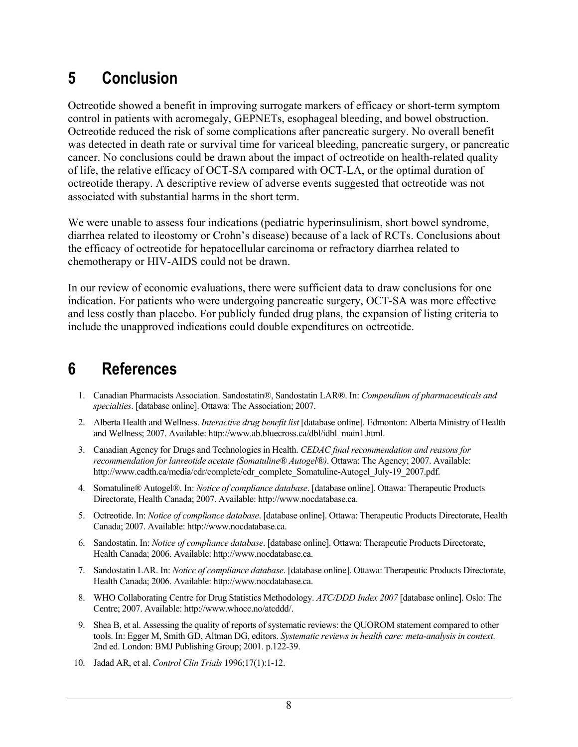# 5 Conclusion

Octreotide showed a benefit in improving surrogate markers of efficacy or short-term symptom control in patients with acromegaly, GEPNETs, esophageal bleeding, and bowel obstruction. Octreotide reduced the risk of some complications after pancreatic surgery. No overall benefit was detected in death rate or survival time for variceal bleeding, pancreatic surgery, or pancreatic cancer. No conclusions could be drawn about the impact of octreotide on health-related quality of life, the relative efficacy of OCT-SA compared with OCT-LA, or the optimal duration of octreotide therapy. A descriptive review of adverse events suggested that octreotide was not associated with substantial harms in the short term.

We were unable to assess four indications (pediatric hyperinsulinism, short bowel syndrome, diarrhea related to ileostomy or Crohn's disease) because of a lack of RCTs. Conclusions about the efficacy of octreotide for hepatocellular carcinoma or refractory diarrhea related to chemotherapy or HIV-AIDS could not be drawn.

In our review of economic evaluations, there were sufficient data to draw conclusions for one indication. For patients who were undergoing pancreatic surgery, OCT-SA was more effective and less costly than placebo. For publicly funded drug plans, the expansion of listing criteria to include the unapproved indications could double expenditures on octreotide.

# 6 References

1. Canadian Pharmacists Association. Sandostatin®, Sandostatin LAR®. In: *Compendium of pharmaceuticals and specialties*. [database online]. Ottawa: The Association; 2007.
2. Alberta Health and Wellness. *Interactive drug benefit list* [database online]. Edmonton: Alberta Ministry of Health and Wellness; 2007. Available: http://www.ab.bluecross.ca/dbl/idbl_main1.html.
3. Canadian Agency for Drugs and Technologies in Health. *CEDAC final recommendation and reasons for recommendation for lanreotide acetate (Somatuline® Autogel®)*. Ottawa: The Agency; 2007. Available: http://www.cadth.ca/media/cdr/complete/cdr_complete_Somatuline-Autogel_July-19_2007.pdf.
4. Somatuline® Autogel®. In: *Notice of compliance database*. [database online]. Ottawa: Therapeutic Products Directorate, Health Canada; 2007. Available: http://www.nocdatabase.ca.
5. Octreotide. In: *Notice of compliance database*. [database online]. Ottawa: Therapeutic Products Directorate, Health Canada; 2007. Available: http://www.nocdatabase.ca.
6. Sandostatin. In: *Notice of compliance database*. [database online]. Ottawa: Therapeutic Products Directorate, Health Canada; 2006. Available: http://www.nocdatabase.ca.
7. Sandostatin LAR. In: *Notice of compliance database*. [database online]. Ottawa: Therapeutic Products Directorate, Health Canada; 2006. Available: http://www.nocdatabase.ca.
8. WHO Collaborating Centre for Drug Statistics Methodology. *ATC/DDD Index 2007* [database online]. Oslo: The Centre; 2007. Available: http://www.whocc.no/atcddd/.
9. Shea B, et al. Assessing the quality of reports of systematic reviews: the QUOROM statement compared to other tools. In: Egger M, Smith GD, Altman DG, editors. *Systematic reviews in health care: meta-analysis in context*. 2nd ed. London: BMJ Publishing Group; 2001. p.122-39.
10. Jadad AR, et al. *Control Clin Trials* 1996;17(1):1-12.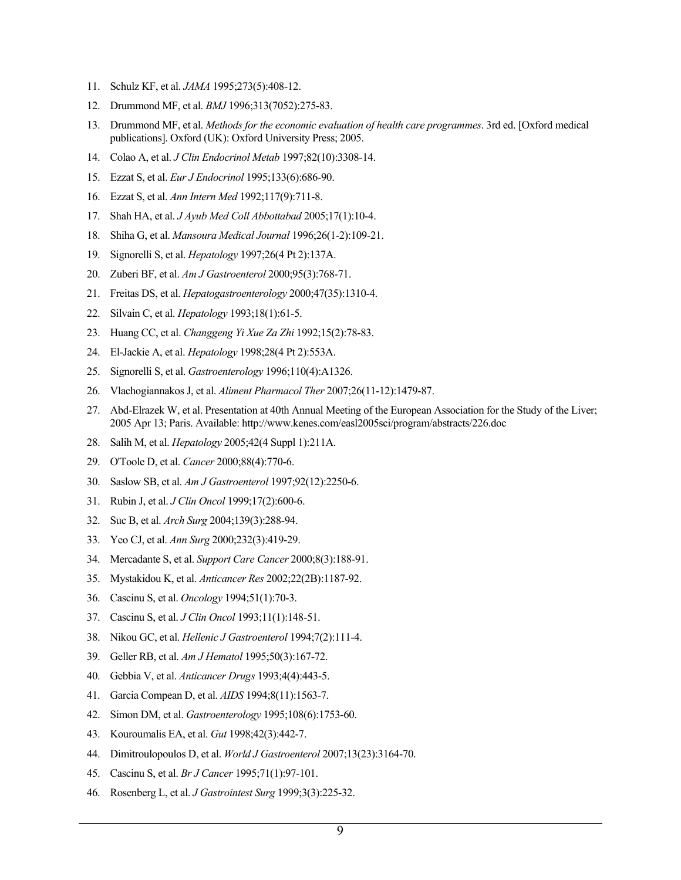11. Schulz KF, et al. *JAMA* 1995;273(5):408-12.
12. Drummond MF, et al. *BMJ* 1996;313(7052):275-83.
13. Drummond MF, et al. *Methods for the economic evaluation of health care programmes*. 3rd ed. [Oxford medical publications]. Oxford (UK): Oxford University Press; 2005.
14. Colao A, et al. *J Clin Endocrinol Metab* 1997;82(10):3308-14.
15. Ezzat S, et al. *Eur J Endocrinol* 1995;133(6):686-90.
16. Ezzat S, et al. *Ann Intern Med* 1992;117(9):711-8.
17. Shah HA, et al. *J Ayub Med Coll Abbottabad* 2005;17(1):10-4.
18. Shiha G, et al. *Mansoura Medical Journal* 1996;26(1-2):109-21.
19. Signorelli S, et al. *Hepatology* 1997;26(4 Pt 2):137A.
20. Zuberi BF, et al. *Am J Gastroenterol* 2000;95(3):768-71.
21. Freitas DS, et al. *Hepatogastroenterology* 2000;47(35):1310-4.
22. Silvain C, et al. *Hepatology* 1993;18(1):61-5.
23. Huang CC, et al. *Changgeng Yi Xue Za Zhi* 1992;15(2):78-83.
24. El-Jackie A, et al. *Hepatology* 1998;28(4 Pt 2):553A.
25. Signorelli S, et al. *Gastroenterology* 1996;110(4):A1326.
26. Vlachogiannakos J, et al. *Aliment Pharmacol Ther* 2007;26(11-12):1479-87.
27. Abd-Elrazek W, et al. Presentation at 40th Annual Meeting of the European Association for the Study of the Liver; 2005 Apr 13; Paris. Available: http://www.kenes.com/easl2005sci/program/abstracts/226.doc
28. Salih M, et al. *Hepatology* 2005;42(4 Suppl 1):211A.
29. O'Toole D, et al. *Cancer* 2000;88(4):770-6.
30. Saslow SB, et al. *Am J Gastroenterol* 1997;92(12):2250-6.
31. Rubin J, et al. *J Clin Oncol* 1999;17(2):600-6.
32. Suc B, et al. *Arch Surg* 2004;139(3):288-94.
33. Yeo CJ, et al. *Ann Surg* 2000;232(3):419-29.
34. Mercadante S, et al. *Support Care Cancer* 2000;8(3):188-91.
35. Mystakidou K, et al. *Anticancer Res* 2002;22(2B):1187-92.
36. Cascinu S, et al. *Oncology* 1994;51(1):70-3.
37. Cascinu S, et al. *J Clin Oncol* 1993;11(1):148-51.
38. Nikou GC, et al. *Hellenic J Gastroenterol* 1994;7(2):111-4.
39. Geller RB, et al. *Am J Hematol* 1995;50(3):167-72.
40. Gebbia V, et al. *Anticancer Drugs* 1993;4(4):443-5.
41. Garcia Compean D, et al. *AIDS* 1994;8(11):1563-7.
42. Simon DM, et al. *Gastroenterology* 1995;108(6):1753-60.
43. Kouroumalis EA, et al. *Gut* 1998;42(3):442-7.
44. Dimitroulopoulos D, et al. *World J Gastroenterol* 2007;13(23):3164-70.
45. Cascinu S, et al. *Br J Cancer* 1995;71(1):97-101.
46. Rosenberg L, et al. *J Gastrointest Surg* 1999;3(3):225-32.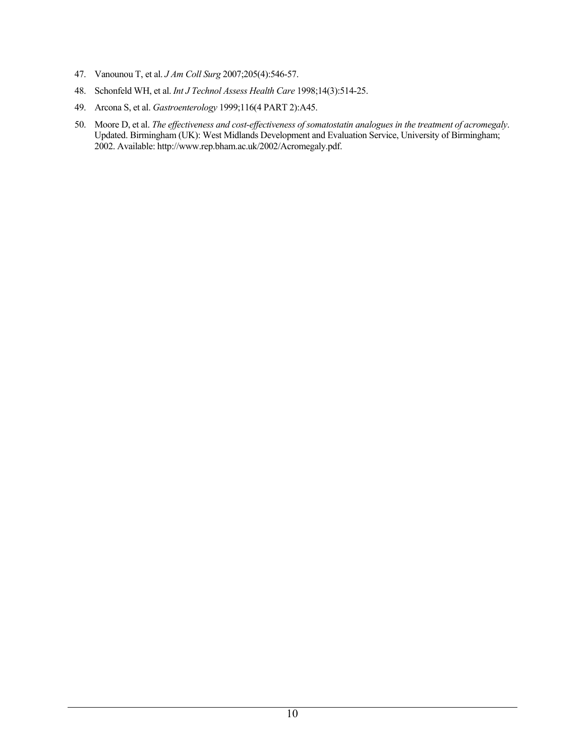47. Vanounou T, et al. *J Am Coll Surg* 2007;205(4):546-57.
48. Schonfeld WH, et al. *Int J Technol Assess Health Care* 1998;14(3):514-25.
49. Arcona S, et al. *Gastroenterology* 1999;116(4 PART 2):A45.
50. Moore D, et al. *The effectiveness and cost-effectiveness of somatostatin analogues in the treatment of acromegaly*. Updated. Birmingham (UK): West Midlands Development and Evaluation Service, University of Birmingham; 2002. Available: http://www.rep.bham.ac.uk/2002/Acromegaly.pdf.